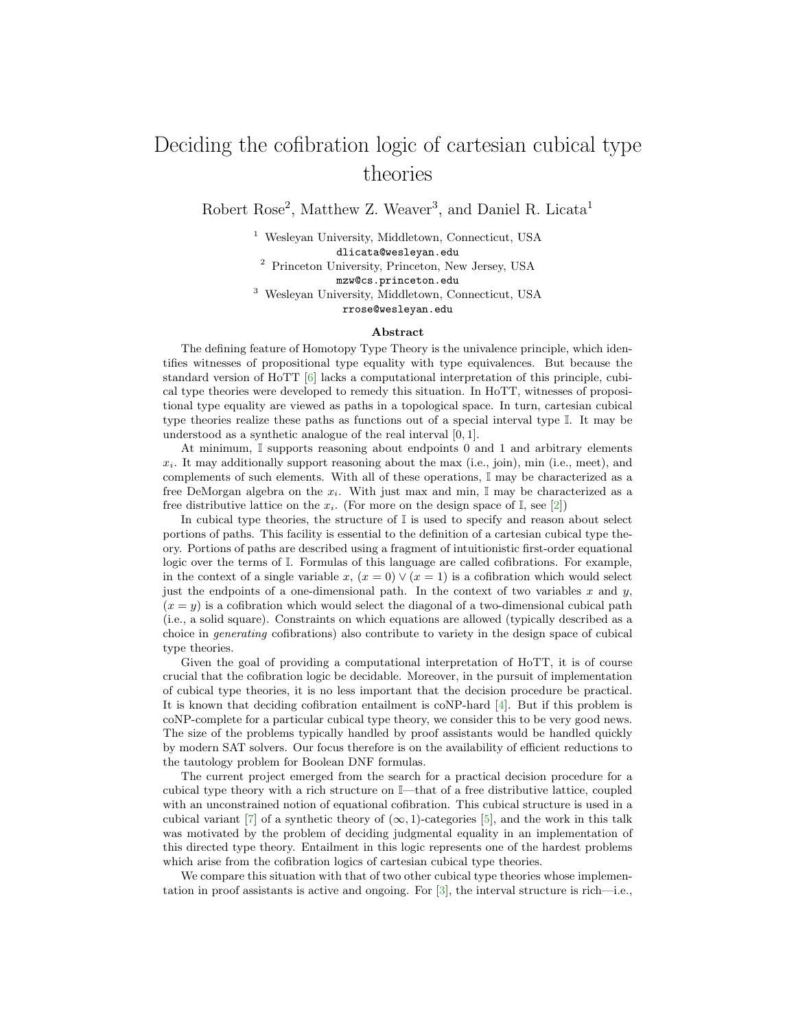# Deciding the cofibration logic of cartesian cubical type theories

Robert Rose[2], Matthew Z. Weaver[3], and Daniel R. Licata[1]

[1] Wesleyan University, Middletown, Connecticut, USA
dlicata@wesleyan.edu

[2] Princeton University, Princeton, New Jersey, USA
mzw@cs.princeton.edu

[3] Wesleyan University, Middletown, Connecticut, USA
rrose@wesleyan.edu

**Abstract**

The defining feature of Homotopy Type Theory is the univalence principle, which identifies witnesses of propositional type equality with type equivalences. But because the standard version of HoTT [6] lacks a computational interpretation of this principle, cubical type theories were developed to remedy this situation. In HoTT, witnesses of propositional type equality are viewed as paths in a topological space. In turn, cartesian cubical type theories realize these paths as functions out of a special interval type $\mathbb{I}$. It may be understood as a synthetic analogue of the real interval $[0, 1]$.

At minimum, $\mathbb{I}$ supports reasoning about endpoints 0 and 1 and arbitrary elements $x_i$. It may additionally support reasoning about the max (i.e., join), min (i.e., meet), and complements of such elements. With all of these operations, $\mathbb{I}$ may be characterized as a free DeMorgan algebra on the $x_i$. With just max and min, $\mathbb{I}$ may be characterized as a free distributive lattice on the $x_i$. (For more on the design space of $\mathbb{I}$, see [2])

In cubical type theories, the structure of $\mathbb{I}$ is used to specify and reason about select portions of paths. This facility is essential to the definition of a cartesian cubical type theory. Portions of paths are described using a fragment of intuitionistic first-order equational logic over the terms of $\mathbb{I}$. Formulas of this language are called cofibrations. For example, in the context of a single variable $x$, $(x = 0) \vee (x = 1)$ is a cofibration which would select just the endpoints of a one-dimensional path. In the context of two variables $x$ and $y$, $(x = y)$ is a cofibration which would select the diagonal of a two-dimensional cubical path (i.e., a solid square). Constraints on which equations are allowed (typically described as a choice in *generating* cofibrations) also contribute to variety in the design space of cubical type theories.

Given the goal of providing a computational interpretation of HoTT, it is of course crucial that the cofibration logic be decidable. Moreover, in the pursuit of implementation of cubical type theories, it is no less important that the decision procedure be practical. It is known that deciding cofibration entailment is coNP-hard [4]. But if this problem is coNP-complete for a particular cubical type theory, we consider this to be very good news. The size of the problems typically handled by proof assistants would be handled quickly by modern SAT solvers. Our focus therefore is on the availability of efficient reductions to the tautology problem for Boolean DNF formulas.

The current project emerged from the search for a practical decision procedure for a cubical type theory with a rich structure on $\mathbb{I}$—that of a free distributive lattice, coupled with an unconstrained notion of equational cofibration. This cubical structure is used in a cubical variant [7] of a synthetic theory of $(\infty, 1)$-categories [5], and the work in this talk was motivated by the problem of deciding judgmental equality in an implementation of this directed type theory. Entailment in this logic represents one of the hardest problems which arise from the cofibration logics of cartesian cubical type theories.

We compare this situation with that of two other cubical type theories whose implementation in proof assistants is active and ongoing. For [3], the interval structure is rich—i.e.,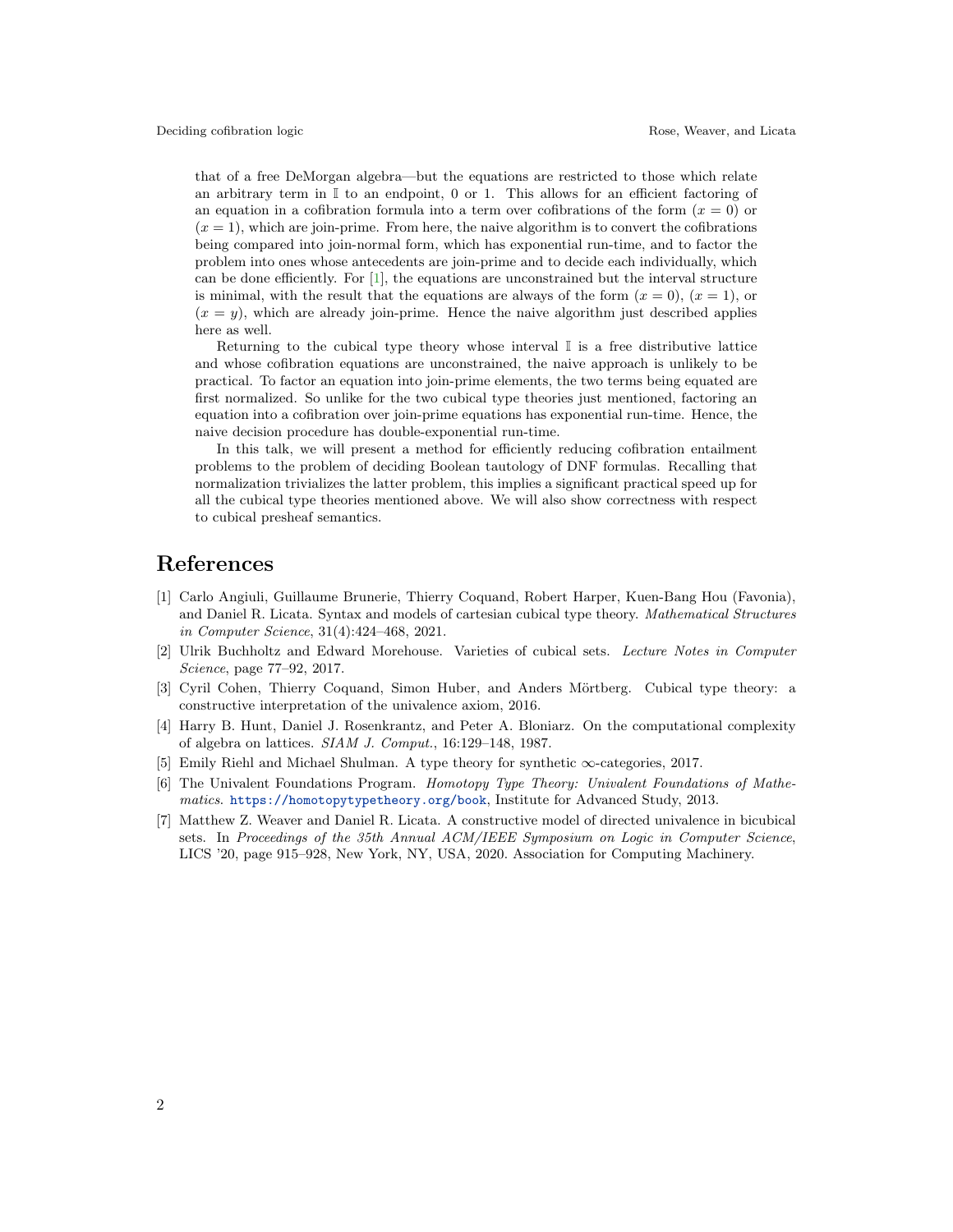that of a free DeMorgan algebra—but the equations are restricted to those which relate an arbitrary term in $\mathbb{I}$ to an endpoint, 0 or 1. This allows for an efficient factoring of an equation in a cofibration formula into a term over cofibrations of the form $(x = 0)$ or $(x = 1)$, which are join-prime. From here, the naive algorithm is to convert the cofibrations being compared into join-normal form, which has exponential run-time, and to factor the problem into ones whose antecedents are join-prime and to decide each individually, which can be done efficiently. For [1], the equations are unconstrained but the interval structure is minimal, with the result that the equations are always of the form $(x = 0)$, $(x = 1)$, or $(x = y)$, which are already join-prime. Hence the naive algorithm just described applies here as well.

Returning to the cubical type theory whose interval $\mathbb{I}$ is a free distributive lattice and whose cofibration equations are unconstrained, the naive approach is unlikely to be practical. To factor an equation into join-prime elements, the two terms being equated are first normalized. So unlike for the two cubical type theories just mentioned, factoring an equation into a cofibration over join-prime equations has exponential run-time. Hence, the naive decision procedure has double-exponential run-time.

In this talk, we will present a method for efficiently reducing cofibration entailment problems to the problem of deciding Boolean tautology of DNF formulas. Recalling that normalization trivializes the latter problem, this implies a significant practical speed up for all the cubical type theories mentioned above. We will also show correctness with respect to cubical presheaf semantics.

## References

[1] Carlo Angiuli, Guillaume Brunerie, Thierry Coquand, Robert Harper, Kuen-Bang Hou (Favonia), and Daniel R. Licata. Syntax and models of cartesian cubical type theory. *Mathematical Structures in Computer Science*, 31(4):424–468, 2021.

[2] Ulrik Buchholtz and Edward Morehouse. Varieties of cubical sets. *Lecture Notes in Computer Science*, page 77–92, 2017.

[3] Cyril Cohen, Thierry Coquand, Simon Huber, and Anders Mörtberg. Cubical type theory: a constructive interpretation of the univalence axiom, 2016.

[4] Harry B. Hunt, Daniel J. Rosenkrantz, and Peter A. Bloniarz. On the computational complexity of algebra on lattices. *SIAM J. Comput.*, 16:129–148, 1987.

[5] Emily Riehl and Michael Shulman. A type theory for synthetic $\infty$-categories, 2017.

[6] The Univalent Foundations Program. *Homotopy Type Theory: Univalent Foundations of Mathematics*. https://homotopytypetheory.org/book, Institute for Advanced Study, 2013.

[7] Matthew Z. Weaver and Daniel R. Licata. A constructive model of directed univalence in bicubical sets. In *Proceedings of the 35th Annual ACM/IEEE Symposium on Logic in Computer Science*, LICS '20, page 915–928, New York, NY, USA, 2020. Association for Computing Machinery.